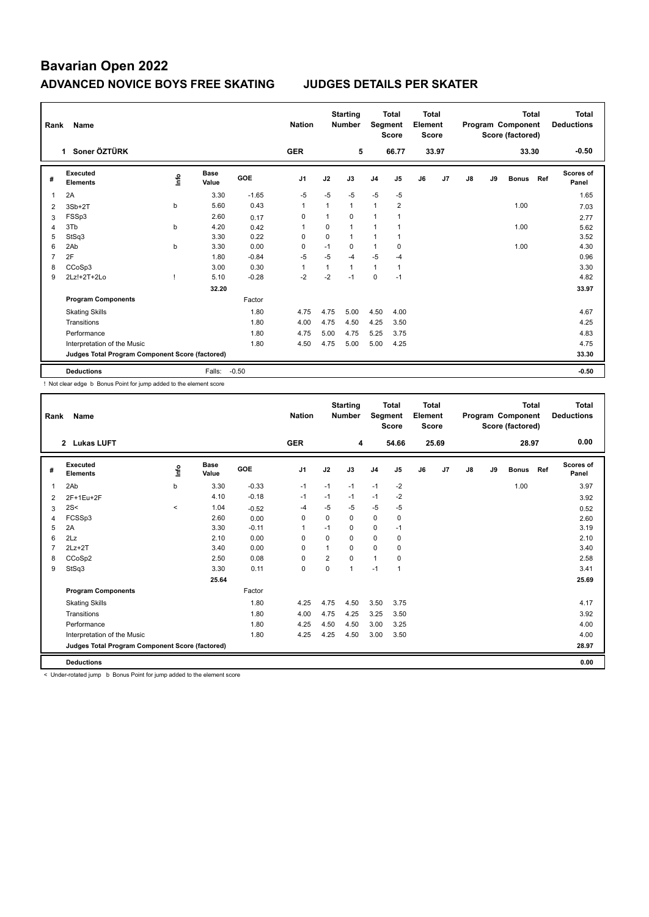# Bavarian Open 2022

## ADVANCED NOVICE BOYS FREE SKATING — JUDGES DETAILS PER SKATER

| Rank | Name | Nation | Starting Number | Total Segment Score | Total Element Score | Total Program Component Score (factored) | Total Deductions |
|---|---|---|---|---|---|---|---|
| 1 | Soner ÖZTÜRK | GER | 5 | 66.77 | 33.97 | 33.30 | -0.50 |

| # | Executed Elements | Info | Base Value | GOE | J1 | J2 | J3 | J4 | J5 | J6 | J7 | J8 | J9 | Bonus | Ref | Scores of Panel |
|---|---|---|---|---|---|---|---|---|---|---|---|---|---|---|---|---|
| 1 | 2A | | 3.30 | -1.65 | -5 | -5 | -5 | -5 | -5 | | | | | | | 1.65 |
| 2 | 3Sb+2T | b | 5.60 | 0.43 | 1 | 1 | 1 | 1 | 2 | | | | | 1.00 | | 7.03 |
| 3 | FSSp3 | | 2.60 | 0.17 | 0 | 1 | 0 | 1 | 1 | | | | | | | 2.77 |
| 4 | 3Tb | b | 4.20 | 0.42 | 1 | 0 | 1 | 1 | 1 | | | | | 1.00 | | 5.62 |
| 5 | StSq3 | | 3.30 | 0.22 | 0 | 0 | 1 | 1 | 1 | | | | | | | 3.52 |
| 6 | 2Ab | b | 3.30 | 0.00 | 0 | -1 | 0 | 1 | 0 | | | | | 1.00 | | 4.30 |
| 7 | 2F | | 1.80 | -0.84 | -5 | -5 | -4 | -5 | -4 | | | | | | | 0.96 |
| 8 | CCoSp3 | | 3.00 | 0.30 | 1 | 1 | 1 | 1 | 1 | | | | | | | 3.30 |
| 9 | 2Lz!+2T+2Lo | ! | 5.10 | -0.28 | -2 | -2 | -1 | 0 | -1 | | | | | | | 4.82 |
| | | | 32.20 | | | | | | | | | | | | | 33.97 |
| | **Program Components** | | | Factor | | | | | | | | | | | | |
| | Skating Skills | | | 1.80 | 4.75 | 4.75 | 5.00 | 4.50 | 4.00 | | | | | | | 4.67 |
| | Transitions | | | 1.80 | 4.00 | 4.75 | 4.50 | 4.25 | 3.50 | | | | | | | 4.25 |
| | Performance | | | 1.80 | 4.75 | 5.00 | 4.75 | 5.25 | 3.75 | | | | | | | 4.83 |
| | Interpretation of the Music | | | 1.80 | 4.50 | 4.75 | 5.00 | 5.00 | 4.25 | | | | | | | 4.75 |
| | **Judges Total Program Component Score (factored)** | | | | | | | | | | | | | | | 33.30 |
| | **Deductions** | | Falls: | -0.50 | | | | | | | | | | | | -0.50 |

! Not clear edge b Bonus Point for jump added to the element score

| Rank | Name | Nation | Starting Number | Total Segment Score | Total Element Score | Total Program Component Score (factored) | Total Deductions |
|---|---|---|---|---|---|---|---|
| 2 | Lukas LUFT | GER | 4 | 54.66 | 25.69 | 28.97 | 0.00 |

| # | Executed Elements | Info | Base Value | GOE | J1 | J2 | J3 | J4 | J5 | J6 | J7 | J8 | J9 | Bonus | Ref | Scores of Panel |
|---|---|---|---|---|---|---|---|---|---|---|---|---|---|---|---|---|
| 1 | 2Ab | b | 3.30 | -0.33 | -1 | -1 | -1 | -1 | -2 | | | | | 1.00 | | 3.97 |
| 2 | 2F+1Eu+2F | | 4.10 | -0.18 | -1 | -1 | -1 | -1 | -2 | | | | | | | 3.92 |
| 3 | 2S< | < | 1.04 | -0.52 | -4 | -5 | -5 | -5 | -5 | | | | | | | 0.52 |
| 4 | FCSSp3 | | 2.60 | 0.00 | 0 | 0 | 0 | 0 | 0 | | | | | | | 2.60 |
| 5 | 2A | | 3.30 | -0.11 | 1 | -1 | 0 | 0 | -1 | | | | | | | 3.19 |
| 6 | 2Lz | | 2.10 | 0.00 | 0 | 0 | 0 | 0 | 0 | | | | | | | 2.10 |
| 7 | 2Lz+2T | | 3.40 | 0.00 | 0 | 1 | 0 | 0 | 0 | | | | | | | 3.40 |
| 8 | CCoSp2 | | 2.50 | 0.08 | 0 | 2 | 0 | 1 | 0 | | | | | | | 2.58 |
| 9 | StSq3 | | 3.30 | 0.11 | 0 | 0 | 1 | -1 | 1 | | | | | | | 3.41 |
| | | | 25.64 | | | | | | | | | | | | | 25.69 |
| | **Program Components** | | | Factor | | | | | | | | | | | | |
| | Skating Skills | | | 1.80 | 4.25 | 4.75 | 4.50 | 3.50 | 3.75 | | | | | | | 4.17 |
| | Transitions | | | 1.80 | 4.00 | 4.75 | 4.25 | 3.25 | 3.50 | | | | | | | 3.92 |
| | Performance | | | 1.80 | 4.25 | 4.50 | 4.50 | 3.00 | 3.25 | | | | | | | 4.00 |
| | Interpretation of the Music | | | 1.80 | 4.25 | 4.25 | 4.50 | 3.00 | 3.50 | | | | | | | 4.00 |
| | **Judges Total Program Component Score (factored)** | | | | | | | | | | | | | | | 28.97 |
| | **Deductions** | | | | | | | | | | | | | | | 0.00 |

< Under-rotated jump b Bonus Point for jump added to the element score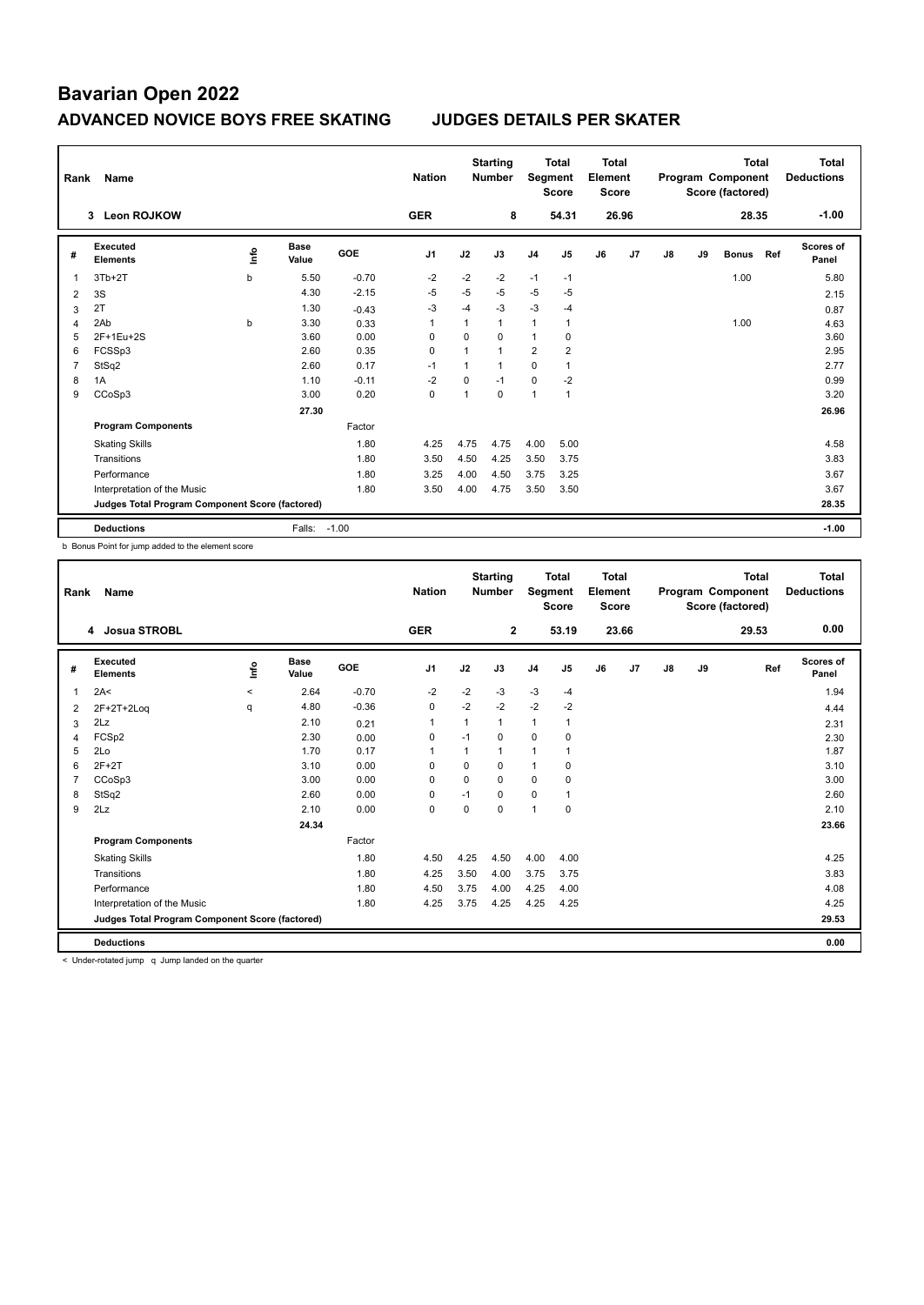# Bavarian Open 2022

## ADVANCED NOVICE BOYS FREE SKATING    JUDGES DETAILS PER SKATER

| Rank | Name | Nation | Starting Number | Total Segment Score | Total Element Score | Total Program Component Score (factored) | Total Deductions |
|---|---|---|---|---|---|---|---|
| 3 | Leon ROJKOW | GER | 8 | 54.31 | 26.96 | 28.35 | -1.00 |

| # | Executed Elements | Info | Base Value | GOE | J1 | J2 | J3 | J4 | J5 | J6 | J7 | J8 | J9 | Bonus | Ref | Scores of Panel |
|---|---|---|---|---|---|---|---|---|---|---|---|---|---|---|---|---|
| 1 | 3Tb+2T | b | 5.50 | -0.70 | -2 | -2 | -2 | -1 | -1 | | | | | 1.00 | | 5.80 |
| 2 | 3S | | 4.30 | -2.15 | -5 | -5 | -5 | -5 | -5 | | | | | | | 2.15 |
| 3 | 2T | | 1.30 | -0.43 | -3 | -4 | -3 | -3 | -4 | | | | | | | 0.87 |
| 4 | 2Ab | b | 3.30 | 0.33 | 1 | 1 | 1 | 1 | 1 | | | | | 1.00 | | 4.63 |
| 5 | 2F+1Eu+2S | | 3.60 | 0.00 | 0 | 0 | 0 | 1 | 0 | | | | | | | 3.60 |
| 6 | FCSSp3 | | 2.60 | 0.35 | 0 | 1 | 1 | 2 | 2 | | | | | | | 2.95 |
| 7 | StSq2 | | 2.60 | 0.17 | -1 | 1 | 1 | 0 | 1 | | | | | | | 2.77 |
| 8 | 1A | | 1.10 | -0.11 | -2 | 0 | -1 | 0 | -2 | | | | | | | 0.99 |
| 9 | CCoSp3 | | 3.00 | 0.20 | 0 | 1 | 0 | 1 | 1 | | | | | | | 3.20 |
| | | | 27.30 | | | | | | | | | | | | | 26.96 |
| | **Program Components** | | | Factor | | | | | | | | | | | | |
| | Skating Skills | | | 1.80 | 4.25 | 4.75 | 4.75 | 4.00 | 5.00 | | | | | | | 4.58 |
| | Transitions | | | 1.80 | 3.50 | 4.50 | 4.25 | 3.50 | 3.75 | | | | | | | 3.83 |
| | Performance | | | 1.80 | 3.25 | 4.00 | 4.50 | 3.75 | 3.25 | | | | | | | 3.67 |
| | Interpretation of the Music | | | 1.80 | 3.50 | 4.00 | 4.75 | 3.50 | 3.50 | | | | | | | 3.67 |
| | **Judges Total Program Component Score (factored)** | | | | | | | | | | | | | | | 28.35 |
| | **Deductions** | | Falls: | -1.00 | | | | | | | | | | | | -1.00 |

b Bonus Point for jump added to the element score

| Rank | Name | Nation | Starting Number | Total Segment Score | Total Element Score | Total Program Component Score (factored) | Total Deductions |
|---|---|---|---|---|---|---|---|
| 4 | Josua STROBL | GER | 2 | 53.19 | 23.66 | 29.53 | 0.00 |

| # | Executed Elements | Info | Base Value | GOE | J1 | J2 | J3 | J4 | J5 | J6 | J7 | J8 | J9 | Ref | Scores of Panel |
|---|---|---|---|---|---|---|---|---|---|---|---|---|---|---|---|
| 1 | 2A< | < | 2.64 | -0.70 | -2 | -2 | -3 | -3 | -4 | | | | | | 1.94 |
| 2 | 2F+2T+2Loq | q | 4.80 | -0.36 | 0 | -2 | -2 | -2 | -2 | | | | | | 4.44 |
| 3 | 2Lz | | 2.10 | 0.21 | 1 | 1 | 1 | 1 | 1 | | | | | | 2.31 |
| 4 | FCSp2 | | 2.30 | 0.00 | 0 | -1 | 0 | 0 | 0 | | | | | | 2.30 |
| 5 | 2Lo | | 1.70 | 0.17 | 1 | 1 | 1 | 1 | 1 | | | | | | 1.87 |
| 6 | 2F+2T | | 3.10 | 0.00 | 0 | 0 | 0 | 1 | 0 | | | | | | 3.10 |
| 7 | CCoSp3 | | 3.00 | 0.00 | 0 | 0 | 0 | 0 | 0 | | | | | | 3.00 |
| 8 | StSq2 | | 2.60 | 0.00 | 0 | -1 | 0 | 0 | 1 | | | | | | 2.60 |
| 9 | 2Lz | | 2.10 | 0.00 | 0 | 0 | 0 | 1 | 0 | | | | | | 2.10 |
| | | | 24.34 | | | | | | | | | | | | 23.66 |
| | **Program Components** | | | Factor | | | | | | | | | | | |
| | Skating Skills | | | 1.80 | 4.50 | 4.25 | 4.50 | 4.00 | 4.00 | | | | | | 4.25 |
| | Transitions | | | 1.80 | 4.25 | 3.50 | 4.00 | 3.75 | 3.75 | | | | | | 3.83 |
| | Performance | | | 1.80 | 4.50 | 3.75 | 4.00 | 4.25 | 4.00 | | | | | | 4.08 |
| | Interpretation of the Music | | | 1.80 | 4.25 | 3.75 | 4.25 | 4.25 | 4.25 | | | | | | 4.25 |
| | **Judges Total Program Component Score (factored)** | | | | | | | | | | | | | | 29.53 |
| | **Deductions** | | | | | | | | | | | | | | 0.00 |

< Under-rotated jump   q Jump landed on the quarter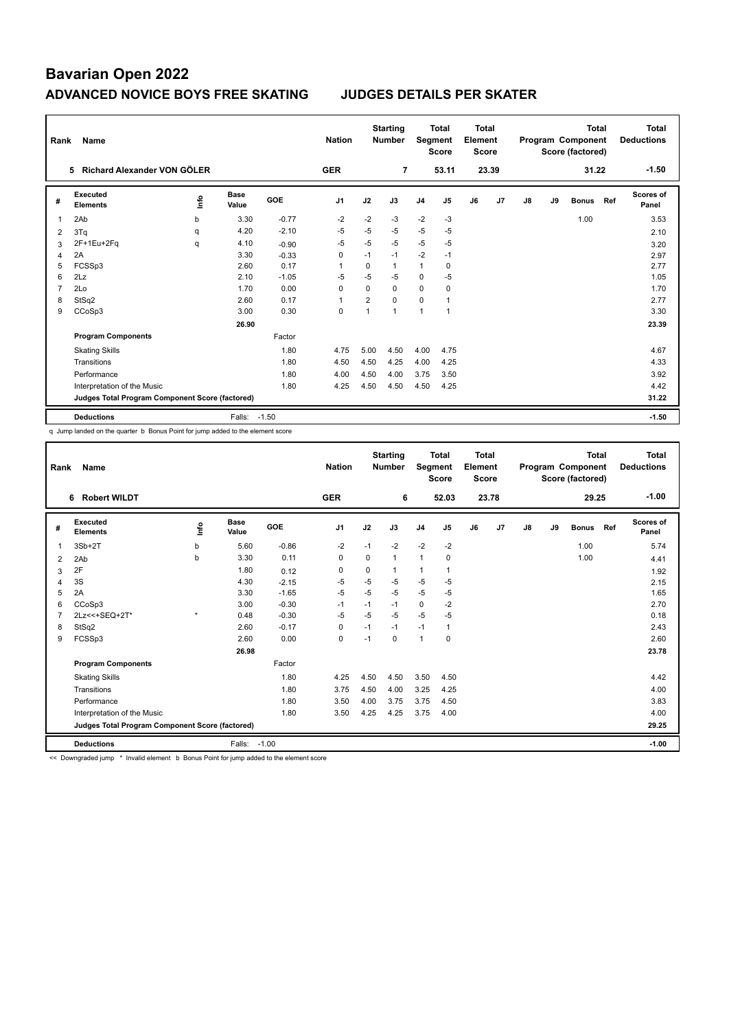# Bavarian Open 2022

## ADVANCED NOVICE BOYS FREE SKATING JUDGES DETAILS PER SKATER

| Rank | Name | Nation | Starting Number | Total Segment Score | Total Element Score | Total Program Component Score (factored) | Total Deductions |
|---|---|---|---|---|---|---|---|
| 5 | Richard Alexander VON GÖLER | GER | 7 | 53.11 | 23.39 | 31.22 | -1.50 |

| # | Executed Elements | Info | Base Value | GOE | J1 | J2 | J3 | J4 | J5 | J6 | J7 | J8 | J9 | Bonus | Ref | Scores of Panel |
|---|---|---|---|---|---|---|---|---|---|---|---|---|---|---|---|---|
| 1 | 2Ab | b | 3.30 | -0.77 | -2 | -2 | -3 | -2 | -3 | | | | | 1.00 | | 3.53 |
| 2 | 3Tq | q | 4.20 | -2.10 | -5 | -5 | -5 | -5 | -5 | | | | | | | 2.10 |
| 3 | 2F+1Eu+2Fq | q | 4.10 | -0.90 | -5 | -5 | -5 | -5 | -5 | | | | | | | 3.20 |
| 4 | 2A | | 3.30 | -0.33 | 0 | -1 | -1 | -2 | -1 | | | | | | | 2.97 |
| 5 | FCSSp3 | | 2.60 | 0.17 | 1 | 0 | 1 | 1 | 0 | | | | | | | 2.77 |
| 6 | 2Lz | | 2.10 | -1.05 | -5 | -5 | -5 | 0 | -5 | | | | | | | 1.05 |
| 7 | 2Lo | | 1.70 | 0.00 | 0 | 0 | 0 | 0 | 0 | | | | | | | 1.70 |
| 8 | StSq2 | | 2.60 | 0.17 | 1 | 2 | 0 | 0 | 1 | | | | | | | 2.77 |
| 9 | CCoSp3 | | 3.00 | 0.30 | 0 | 1 | 1 | 1 | 1 | | | | | | | 3.30 |
| | | | 26.90 | | | | | | | | | | | | | 23.39 |
| | **Program Components** | | | Factor | | | | | | | | | | | | |
| | Skating Skills | | | 1.80 | 4.75 | 5.00 | 4.50 | 4.00 | 4.75 | | | | | | | 4.67 |
| | Transitions | | | 1.80 | 4.50 | 4.50 | 4.25 | 4.00 | 4.25 | | | | | | | 4.33 |
| | Performance | | | 1.80 | 4.00 | 4.50 | 4.00 | 3.75 | 3.50 | | | | | | | 3.92 |
| | Interpretation of the Music | | | 1.80 | 4.25 | 4.50 | 4.50 | 4.50 | 4.25 | | | | | | | 4.42 |
| | **Judges Total Program Component Score (factored)** | | | | | | | | | | | | | | | 31.22 |
| | **Deductions** | | Falls: | -1.50 | | | | | | | | | | | | -1.50 |

q Jump landed on the quarter b Bonus Point for jump added to the element score

| Rank | Name | Nation | Starting Number | Total Segment Score | Total Element Score | Total Program Component Score (factored) | Total Deductions |
|---|---|---|---|---|---|---|---|
| 6 | Robert WILDT | GER | 6 | 52.03 | 23.78 | 29.25 | -1.00 |

| # | Executed Elements | Info | Base Value | GOE | J1 | J2 | J3 | J4 | J5 | J6 | J7 | J8 | J9 | Bonus | Ref | Scores of Panel |
|---|---|---|---|---|---|---|---|---|---|---|---|---|---|---|---|---|
| 1 | 3Sb+2T | b | 5.60 | -0.86 | -2 | -1 | -2 | -2 | -2 | | | | | 1.00 | | 5.74 |
| 2 | 2Ab | b | 3.30 | 0.11 | 0 | 0 | 1 | 1 | 0 | | | | | 1.00 | | 4.41 |
| 3 | 2F | | 1.80 | 0.12 | 0 | 0 | 1 | 1 | 1 | | | | | | | 1.92 |
| 4 | 3S | | 4.30 | -2.15 | -5 | -5 | -5 | -5 | -5 | | | | | | | 2.15 |
| 5 | 2A | | 3.30 | -1.65 | -5 | -5 | -5 | -5 | -5 | | | | | | | 1.65 |
| 6 | CCoSp3 | | 3.00 | -0.30 | -1 | -1 | -1 | 0 | -2 | | | | | | | 2.70 |
| 7 | 2Lz<<+SEQ+2T* | * | 0.48 | -0.30 | -5 | -5 | -5 | -5 | -5 | | | | | | | 0.18 |
| 8 | StSq2 | | 2.60 | -0.17 | 0 | -1 | -1 | -1 | 1 | | | | | | | 2.43 |
| 9 | FCSSp3 | | 2.60 | 0.00 | 0 | -1 | 0 | 1 | 0 | | | | | | | 2.60 |
| | | | 26.98 | | | | | | | | | | | | | 23.78 |
| | **Program Components** | | | Factor | | | | | | | | | | | | |
| | Skating Skills | | | 1.80 | 4.25 | 4.50 | 4.50 | 3.50 | 4.50 | | | | | | | 4.42 |
| | Transitions | | | 1.80 | 3.75 | 4.50 | 4.00 | 3.25 | 4.25 | | | | | | | 4.00 |
| | Performance | | | 1.80 | 3.50 | 4.00 | 3.75 | 3.75 | 4.50 | | | | | | | 3.83 |
| | Interpretation of the Music | | | 1.80 | 3.50 | 4.25 | 4.25 | 3.75 | 4.00 | | | | | | | 4.00 |
| | **Judges Total Program Component Score (factored)** | | | | | | | | | | | | | | | 29.25 |
| | **Deductions** | | Falls: | -1.00 | | | | | | | | | | | | -1.00 |

<< Downgraded jump * Invalid element b Bonus Point for jump added to the element score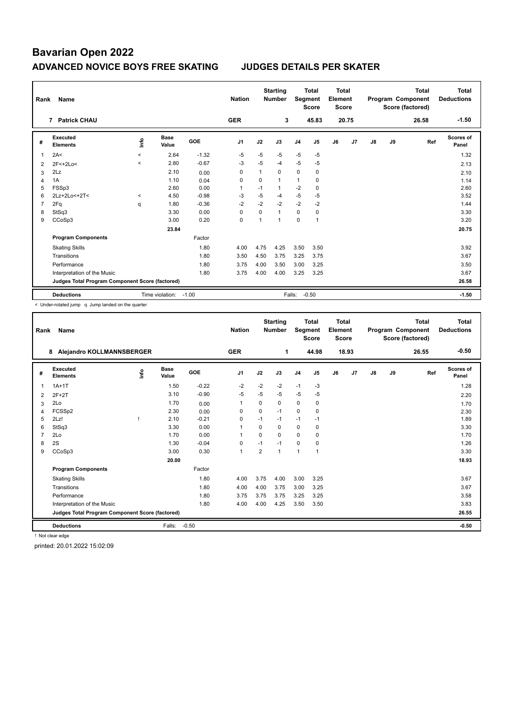# Bavarian Open 2022

## ADVANCED NOVICE BOYS FREE SKATING JUDGES DETAILS PER SKATER

| Rank | Name | Nation | Starting Number | Total Segment Score | Total Element Score | Total Program Component Score (factored) | Total Deductions |
|---|---|---|---|---|---|---|---|
| 7 | Patrick CHAU | GER | 3 | 45.83 | 20.75 | 26.58 | -1.50 |

| # | Executed Elements | Info | Base Value | GOE | J1 | J2 | J3 | J4 | J5 | J6 | J7 | J8 | J9 | Ref | Scores of Panel |
|---|---|---|---|---|---|---|---|---|---|---|---|---|---|---|---|
| 1 | 2A< | < | 2.64 | -1.32 | -5 | -5 | -5 | -5 | -5 | | | | | | 1.32 |
| 2 | 2F<+2Lo< | < | 2.80 | -0.67 | -3 | -5 | -4 | -5 | -5 | | | | | | 2.13 |
| 3 | 2Lz | | 2.10 | 0.00 | 0 | 1 | 0 | 0 | 0 | | | | | | 2.10 |
| 4 | 1A | | 1.10 | 0.04 | 0 | 0 | 1 | 1 | 0 | | | | | | 1.14 |
| 5 | FSSp3 | | 2.60 | 0.00 | 1 | -1 | 1 | -2 | 0 | | | | | | 2.60 |
| 6 | 2Lz+2Lo<+2T< | < | 4.50 | -0.98 | -3 | -5 | -4 | -5 | -5 | | | | | | 3.52 |
| 7 | 2Fq | q | 1.80 | -0.36 | -2 | -2 | -2 | -2 | -2 | | | | | | 1.44 |
| 8 | StSq3 | | 3.30 | 0.00 | 0 | 0 | 1 | 0 | 0 | | | | | | 3.30 |
| 9 | CCoSp3 | | 3.00 | 0.20 | 0 | 1 | 1 | 0 | 1 | | | | | | 3.20 |
| | | | 23.84 | | | | | | | | | | | | 20.75 |
| | **Program Components** | | | Factor | | | | | | | | | | | |
| | Skating Skills | | | 1.80 | 4.00 | 4.75 | 4.25 | 3.50 | 3.50 | | | | | | 3.92 |
| | Transitions | | | 1.80 | 3.50 | 4.50 | 3.75 | 3.25 | 3.75 | | | | | | 3.67 |
| | Performance | | | 1.80 | 3.75 | 4.00 | 3.50 | 3.00 | 3.25 | | | | | | 3.50 |
| | Interpretation of the Music | | | 1.80 | 3.75 | 4.00 | 4.00 | 3.25 | 3.25 | | | | | | 3.67 |
| | **Judges Total Program Component Score (factored)** | | | | | | | | | | | | | | 26.58 |
| | **Deductions** | | Time violation: | -1.00 | | | Falls: | -0.50 | | | | | | | -1.50 |

< Under-rotated jump q Jump landed on the quarter

| Rank | Name | Nation | Starting Number | Total Segment Score | Total Element Score | Total Program Component Score (factored) | Total Deductions |
|---|---|---|---|---|---|---|---|
| 8 | Alejandro KOLLMANNSBERGER | GER | 1 | 44.98 | 18.93 | 26.55 | -0.50 |

| # | Executed Elements | Info | Base Value | GOE | J1 | J2 | J3 | J4 | J5 | J6 | J7 | J8 | J9 | Ref | Scores of Panel |
|---|---|---|---|---|---|---|---|---|---|---|---|---|---|---|---|
| 1 | 1A+1T | | 1.50 | -0.22 | -2 | -2 | -2 | -1 | -3 | | | | | | 1.28 |
| 2 | 2F+2T | | 3.10 | -0.90 | -5 | -5 | -5 | -5 | -5 | | | | | | 2.20 |
| 3 | 2Lo | | 1.70 | 0.00 | 1 | 0 | 0 | 0 | 0 | | | | | | 1.70 |
| 4 | FCSSp2 | | 2.30 | 0.00 | 0 | 0 | -1 | 0 | 0 | | | | | | 2.30 |
| 5 | 2Lz! | ! | 2.10 | -0.21 | 0 | -1 | -1 | -1 | -1 | | | | | | 1.89 |
| 6 | StSq3 | | 3.30 | 0.00 | 1 | 0 | 0 | 0 | 0 | | | | | | 3.30 |
| 7 | 2Lo | | 1.70 | 0.00 | 1 | 0 | 0 | 0 | 0 | | | | | | 1.70 |
| 8 | 2S | | 1.30 | -0.04 | 0 | -1 | -1 | 0 | 0 | | | | | | 1.26 |
| 9 | CCoSp3 | | 3.00 | 0.30 | 1 | 2 | 1 | 1 | 1 | | | | | | 3.30 |
| | | | 20.00 | | | | | | | | | | | | 18.93 |
| | **Program Components** | | | Factor | | | | | | | | | | | |
| | Skating Skills | | | 1.80 | 4.00 | 3.75 | 4.00 | 3.00 | 3.25 | | | | | | 3.67 |
| | Transitions | | | 1.80 | 4.00 | 4.00 | 3.75 | 3.00 | 3.25 | | | | | | 3.67 |
| | Performance | | | 1.80 | 3.75 | 3.75 | 3.75 | 3.25 | 3.25 | | | | | | 3.58 |
| | Interpretation of the Music | | | 1.80 | 4.00 | 4.00 | 4.25 | 3.50 | 3.50 | | | | | | 3.83 |
| | **Judges Total Program Component Score (factored)** | | | | | | | | | | | | | | 26.55 |
| | **Deductions** | | Falls: | -0.50 | | | | | | | | | | | -0.50 |

! Not clear edge

printed: 20.01.2022 15:02:09